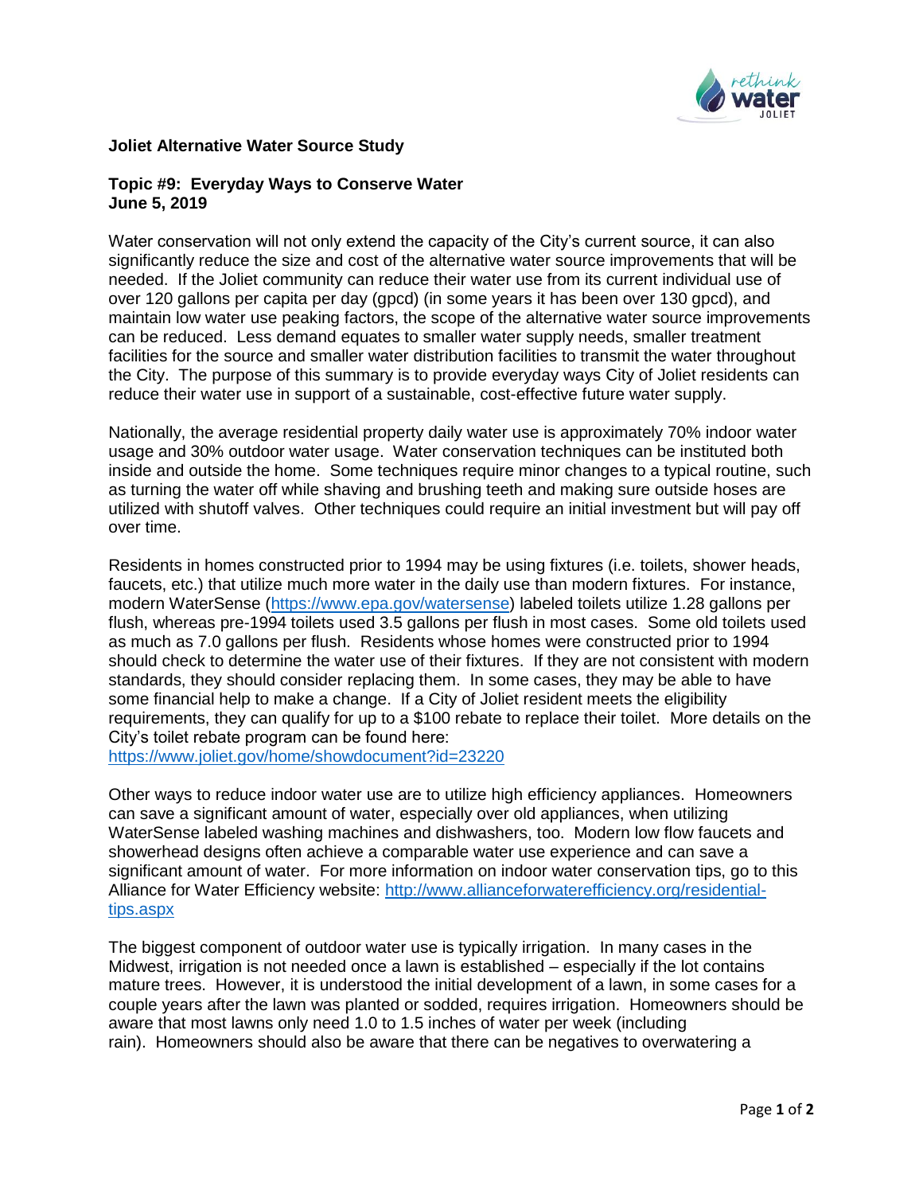**Joliet Alternative Water Source Study**

**Topic #9: Everyday Ways to Conserve Water**
**June 5, 2019**

Water conservation will not only extend the capacity of the City's current source, it can also significantly reduce the size and cost of the alternative water source improvements that will be needed. If the Joliet community can reduce their water use from its current individual use of over 120 gallons per capita per day (gpcd) (in some years it has been over 130 gpcd), and maintain low water use peaking factors, the scope of the alternative water source improvements can be reduced. Less demand equates to smaller water supply needs, smaller treatment facilities for the source and smaller water distribution facilities to transmit the water throughout the City. The purpose of this summary is to provide everyday ways City of Joliet residents can reduce their water use in support of a sustainable, cost-effective future water supply.

Nationally, the average residential property daily water use is approximately 70% indoor water usage and 30% outdoor water usage. Water conservation techniques can be instituted both inside and outside the home. Some techniques require minor changes to a typical routine, such as turning the water off while shaving and brushing teeth and making sure outside hoses are utilized with shutoff valves. Other techniques could require an initial investment but will pay off over time.

Residents in homes constructed prior to 1994 may be using fixtures (i.e. toilets, shower heads, faucets, etc.) that utilize much more water in the daily use than modern fixtures. For instance, modern WaterSense (https://www.epa.gov/watersense) labeled toilets utilize 1.28 gallons per flush, whereas pre-1994 toilets used 3.5 gallons per flush in most cases. Some old toilets used as much as 7.0 gallons per flush. Residents whose homes were constructed prior to 1994 should check to determine the water use of their fixtures. If they are not consistent with modern standards, they should consider replacing them. In some cases, they may be able to have some financial help to make a change. If a City of Joliet resident meets the eligibility requirements, they can qualify for up to a $100 rebate to replace their toilet. More details on the City's toilet rebate program can be found here:
https://www.joliet.gov/home/showdocument?id=23220

Other ways to reduce indoor water use are to utilize high efficiency appliances. Homeowners can save a significant amount of water, especially over old appliances, when utilizing WaterSense labeled washing machines and dishwashers, too. Modern low flow faucets and showerhead designs often achieve a comparable water use experience and can save a significant amount of water. For more information on indoor water conservation tips, go to this Alliance for Water Efficiency website: http://www.allianceforwaterefficiency.org/residential-tips.aspx

The biggest component of outdoor water use is typically irrigation. In many cases in the Midwest, irrigation is not needed once a lawn is established – especially if the lot contains mature trees. However, it is understood the initial development of a lawn, in some cases for a couple years after the lawn was planted or sodded, requires irrigation. Homeowners should be aware that most lawns only need 1.0 to 1.5 inches of water per week (including rain). Homeowners should also be aware that there can be negatives to overwatering a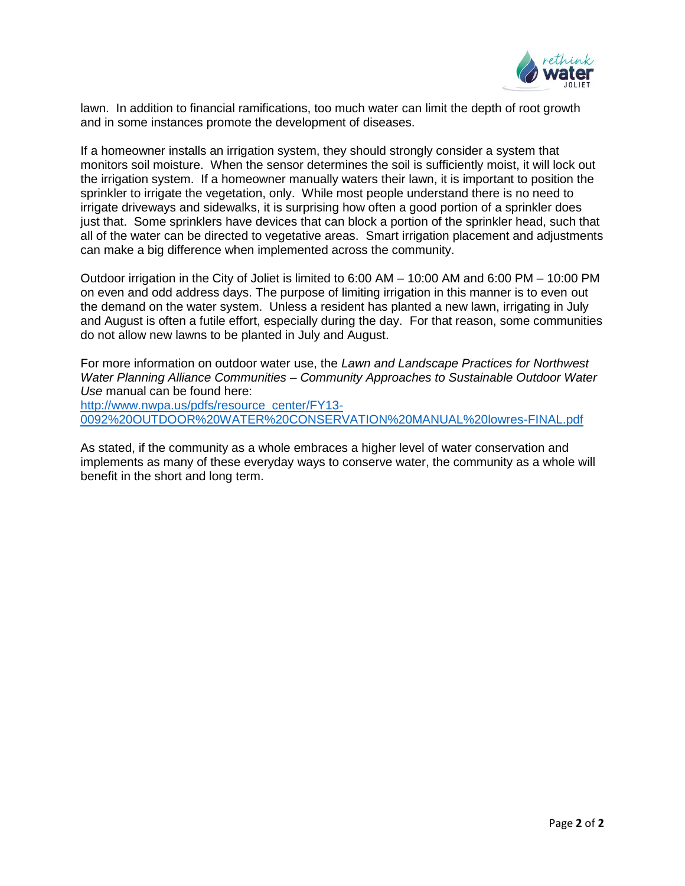lawn. In addition to financial ramifications, too much water can limit the depth of root growth and in some instances promote the development of diseases.

If a homeowner installs an irrigation system, they should strongly consider a system that monitors soil moisture. When the sensor determines the soil is sufficiently moist, it will lock out the irrigation system. If a homeowner manually waters their lawn, it is important to position the sprinkler to irrigate the vegetation, only. While most people understand there is no need to irrigate driveways and sidewalks, it is surprising how often a good portion of a sprinkler does just that. Some sprinklers have devices that can block a portion of the sprinkler head, such that all of the water can be directed to vegetative areas. Smart irrigation placement and adjustments can make a big difference when implemented across the community.

Outdoor irrigation in the City of Joliet is limited to 6:00 AM – 10:00 AM and 6:00 PM – 10:00 PM on even and odd address days. The purpose of limiting irrigation in this manner is to even out the demand on the water system. Unless a resident has planted a new lawn, irrigating in July and August is often a futile effort, especially during the day. For that reason, some communities do not allow new lawns to be planted in July and August.

For more information on outdoor water use, the *Lawn and Landscape Practices for Northwest Water Planning Alliance Communities – Community Approaches to Sustainable Outdoor Water Use* manual can be found here:
[http://www.nwpa.us/pdfs/resource_center/FY13-0092%20OUTDOOR%20WATER%20CONSERVATION%20MANUAL%20lowres-FINAL.pdf](http://www.nwpa.us/pdfs/resource_center/FY13-0092%20OUTDOOR%20WATER%20CONSERVATION%20MANUAL%20lowres-FINAL.pdf)

As stated, if the community as a whole embraces a higher level of water conservation and implements as many of these everyday ways to conserve water, the community as a whole will benefit in the short and long term.